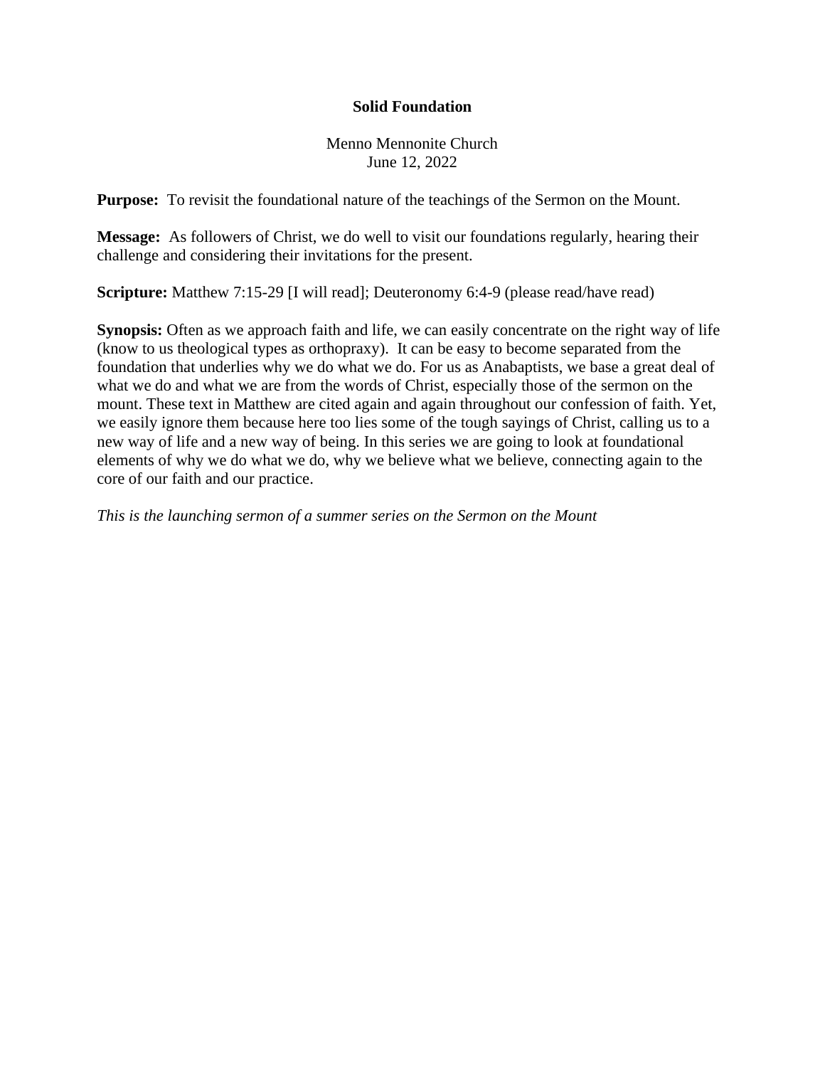# Solid Foundation

Menno Mennonite Church
June 12, 2022

**Purpose:** To revisit the foundational nature of the teachings of the Sermon on the Mount.

**Message:** As followers of Christ, we do well to visit our foundations regularly, hearing their challenge and considering their invitations for the present.

**Scripture:** Matthew 7:15-29 [I will read]; Deuteronomy 6:4-9 (please read/have read)

**Synopsis:** Often as we approach faith and life, we can easily concentrate on the right way of life (know to us theological types as orthopraxy). It can be easy to become separated from the foundation that underlies why we do what we do. For us as Anabaptists, we base a great deal of what we do and what we are from the words of Christ, especially those of the sermon on the mount. These text in Matthew are cited again and again throughout our confession of faith. Yet, we easily ignore them because here too lies some of the tough sayings of Christ, calling us to a new way of life and a new way of being. In this series we are going to look at foundational elements of why we do what we do, why we believe what we believe, connecting again to the core of our faith and our practice.

*This is the launching sermon of a summer series on the Sermon on the Mount*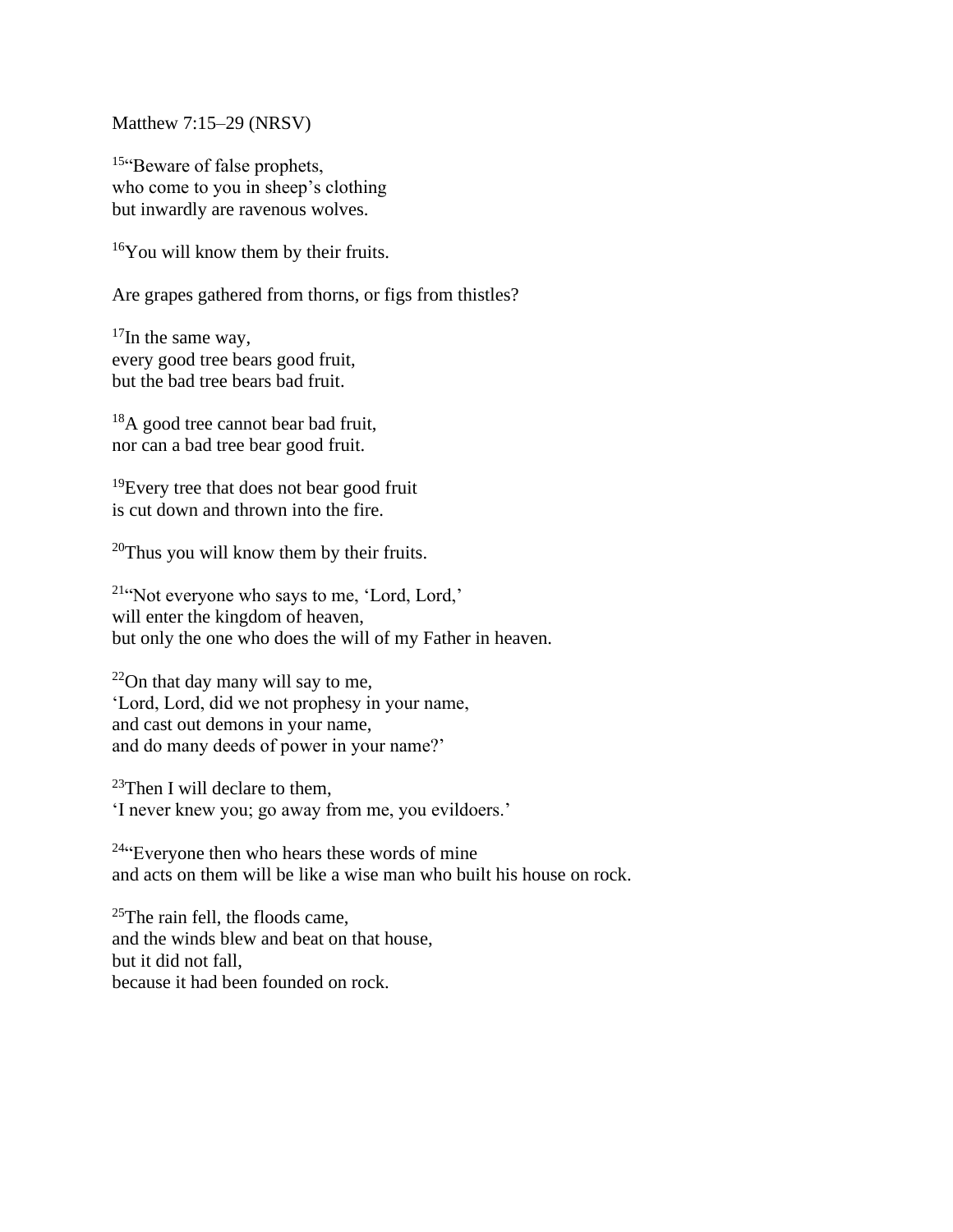Matthew 7:15–29 (NRSV)

[15]"Beware of false prophets,
who come to you in sheep's clothing
but inwardly are ravenous wolves.

[16]You will know them by their fruits.

Are grapes gathered from thorns, or figs from thistles?

[17]In the same way,
every good tree bears good fruit,
but the bad tree bears bad fruit.

[18]A good tree cannot bear bad fruit,
nor can a bad tree bear good fruit.

[19]Every tree that does not bear good fruit
is cut down and thrown into the fire.

[20]Thus you will know them by their fruits.

[21]"Not everyone who says to me, 'Lord, Lord,'
will enter the kingdom of heaven,
but only the one who does the will of my Father in heaven.

[22]On that day many will say to me,
'Lord, Lord, did we not prophesy in your name,
and cast out demons in your name,
and do many deeds of power in your name?'

[23]Then I will declare to them,
'I never knew you; go away from me, you evildoers.'

[24]"Everyone then who hears these words of mine
and acts on them will be like a wise man who built his house on rock.

[25]The rain fell, the floods came,
and the winds blew and beat on that house,
but it did not fall,
because it had been founded on rock.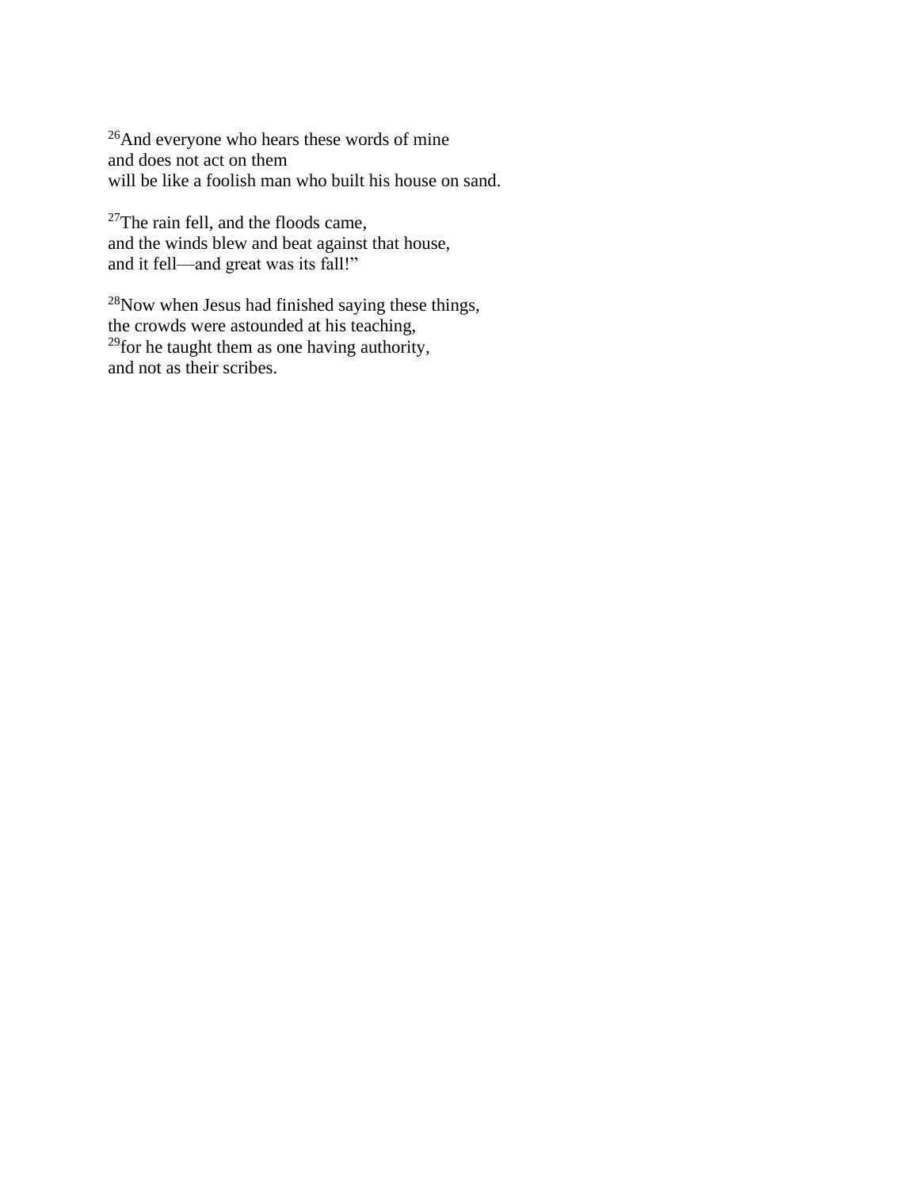[26]And everyone who hears these words of mine
and does not act on them
will be like a foolish man who built his house on sand.

[27]The rain fell, and the floods came,
and the winds blew and beat against that house,
and it fell—and great was its fall!"

[28]Now when Jesus had finished saying these things,
the crowds were astounded at his teaching,
[29]for he taught them as one having authority,
and not as their scribes.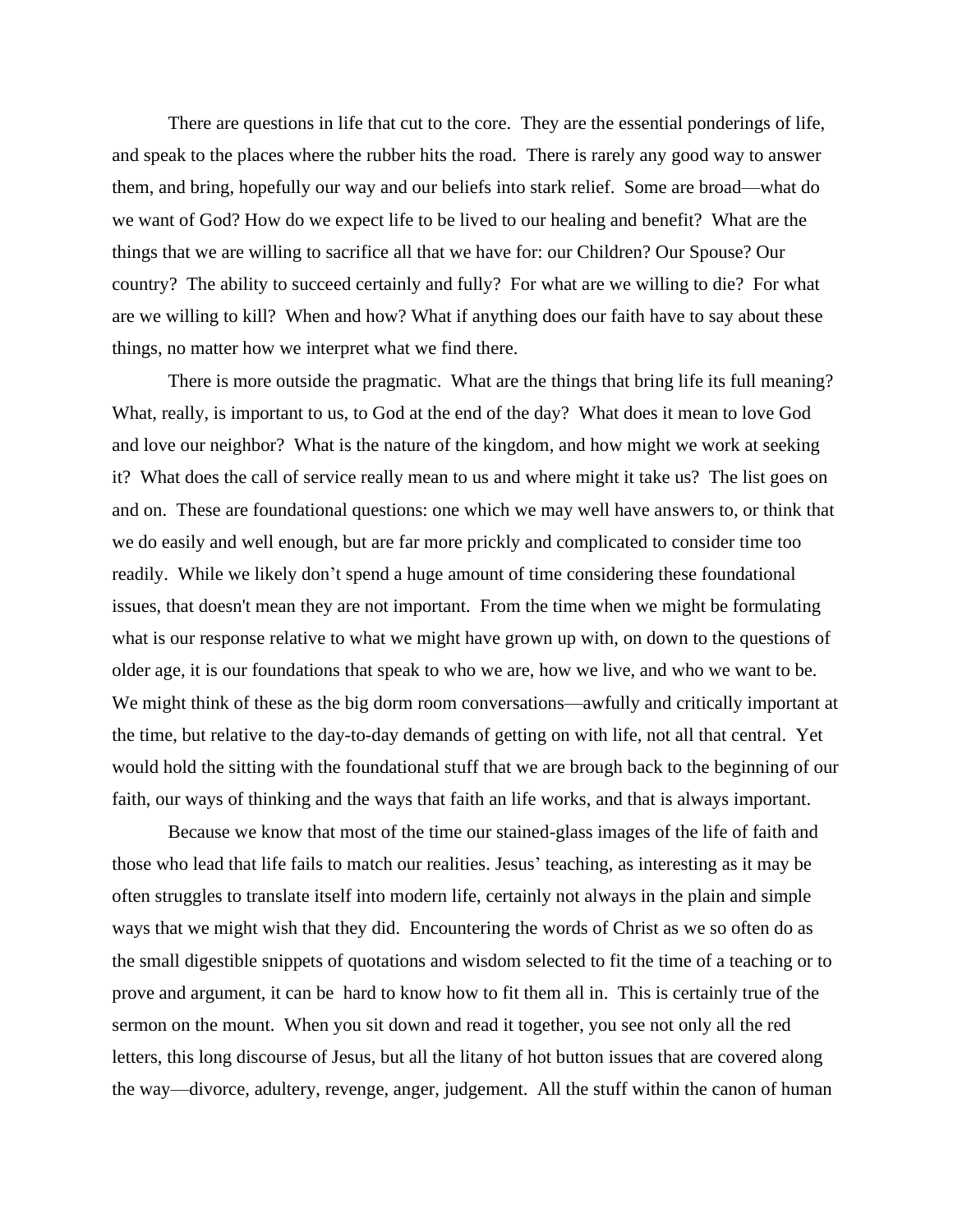There are questions in life that cut to the core. They are the essential ponderings of life, and speak to the places where the rubber hits the road. There is rarely any good way to answer them, and bring, hopefully our way and our beliefs into stark relief. Some are broad—what do we want of God? How do we expect life to be lived to our healing and benefit? What are the things that we are willing to sacrifice all that we have for: our Children? Our Spouse? Our country? The ability to succeed certainly and fully? For what are we willing to die? For what are we willing to kill? When and how? What if anything does our faith have to say about these things, no matter how we interpret what we find there.

There is more outside the pragmatic. What are the things that bring life its full meaning? What, really, is important to us, to God at the end of the day? What does it mean to love God and love our neighbor? What is the nature of the kingdom, and how might we work at seeking it? What does the call of service really mean to us and where might it take us? The list goes on and on. These are foundational questions: one which we may well have answers to, or think that we do easily and well enough, but are far more prickly and complicated to consider time too readily. While we likely don't spend a huge amount of time considering these foundational issues, that doesn't mean they are not important. From the time when we might be formulating what is our response relative to what we might have grown up with, on down to the questions of older age, it is our foundations that speak to who we are, how we live, and who we want to be. We might think of these as the big dorm room conversations—awfully and critically important at the time, but relative to the day-to-day demands of getting on with life, not all that central. Yet would hold the sitting with the foundational stuff that we are brough back to the beginning of our faith, our ways of thinking and the ways that faith an life works, and that is always important.

Because we know that most of the time our stained-glass images of the life of faith and those who lead that life fails to match our realities. Jesus' teaching, as interesting as it may be often struggles to translate itself into modern life, certainly not always in the plain and simple ways that we might wish that they did. Encountering the words of Christ as we so often do as the small digestible snippets of quotations and wisdom selected to fit the time of a teaching or to prove and argument, it can be hard to know how to fit them all in. This is certainly true of the sermon on the mount. When you sit down and read it together, you see not only all the red letters, this long discourse of Jesus, but all the litany of hot button issues that are covered along the way—divorce, adultery, revenge, anger, judgement. All the stuff within the canon of human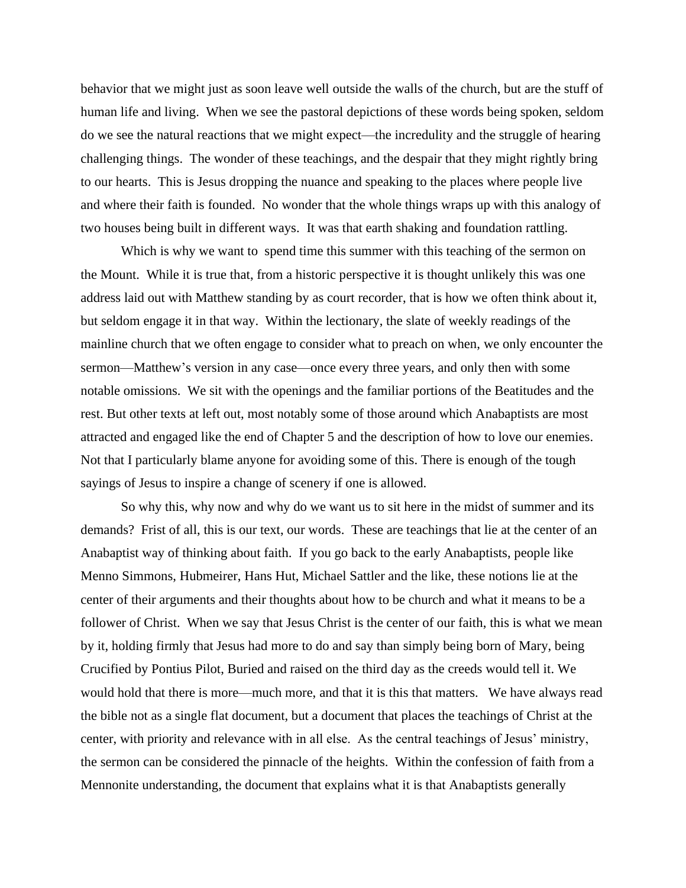behavior that we might just as soon leave well outside the walls of the church, but are the stuff of human life and living. When we see the pastoral depictions of these words being spoken, seldom do we see the natural reactions that we might expect—the incredulity and the struggle of hearing challenging things. The wonder of these teachings, and the despair that they might rightly bring to our hearts. This is Jesus dropping the nuance and speaking to the places where people live and where their faith is founded. No wonder that the whole things wraps up with this analogy of two houses being built in different ways. It was that earth shaking and foundation rattling.

Which is why we want to spend time this summer with this teaching of the sermon on the Mount. While it is true that, from a historic perspective it is thought unlikely this was one address laid out with Matthew standing by as court recorder, that is how we often think about it, but seldom engage it in that way. Within the lectionary, the slate of weekly readings of the mainline church that we often engage to consider what to preach on when, we only encounter the sermon—Matthew's version in any case—once every three years, and only then with some notable omissions. We sit with the openings and the familiar portions of the Beatitudes and the rest. But other texts at left out, most notably some of those around which Anabaptists are most attracted and engaged like the end of Chapter 5 and the description of how to love our enemies. Not that I particularly blame anyone for avoiding some of this. There is enough of the tough sayings of Jesus to inspire a change of scenery if one is allowed.

So why this, why now and why do we want us to sit here in the midst of summer and its demands? Frist of all, this is our text, our words. These are teachings that lie at the center of an Anabaptist way of thinking about faith. If you go back to the early Anabaptists, people like Menno Simmons, Hubmeirer, Hans Hut, Michael Sattler and the like, these notions lie at the center of their arguments and their thoughts about how to be church and what it means to be a follower of Christ. When we say that Jesus Christ is the center of our faith, this is what we mean by it, holding firmly that Jesus had more to do and say than simply being born of Mary, being Crucified by Pontius Pilot, Buried and raised on the third day as the creeds would tell it. We would hold that there is more—much more, and that it is this that matters. We have always read the bible not as a single flat document, but a document that places the teachings of Christ at the center, with priority and relevance with in all else. As the central teachings of Jesus' ministry, the sermon can be considered the pinnacle of the heights. Within the confession of faith from a Mennonite understanding, the document that explains what it is that Anabaptists generally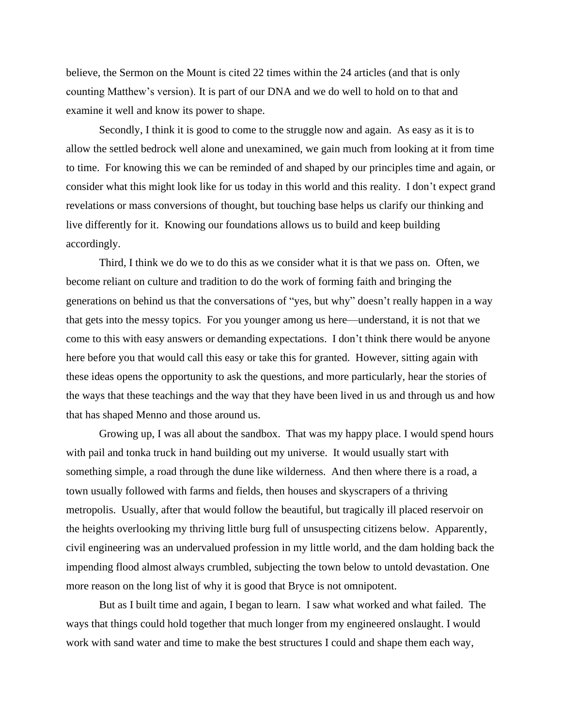believe, the Sermon on the Mount is cited 22 times within the 24 articles (and that is only counting Matthew's version). It is part of our DNA and we do well to hold on to that and examine it well and know its power to shape.

Secondly, I think it is good to come to the struggle now and again. As easy as it is to allow the settled bedrock well alone and unexamined, we gain much from looking at it from time to time. For knowing this we can be reminded of and shaped by our principles time and again, or consider what this might look like for us today in this world and this reality. I don't expect grand revelations or mass conversions of thought, but touching base helps us clarify our thinking and live differently for it. Knowing our foundations allows us to build and keep building accordingly.

Third, I think we do we to do this as we consider what it is that we pass on. Often, we become reliant on culture and tradition to do the work of forming faith and bringing the generations on behind us that the conversations of "yes, but why" doesn't really happen in a way that gets into the messy topics. For you younger among us here—understand, it is not that we come to this with easy answers or demanding expectations. I don't think there would be anyone here before you that would call this easy or take this for granted. However, sitting again with these ideas opens the opportunity to ask the questions, and more particularly, hear the stories of the ways that these teachings and the way that they have been lived in us and through us and how that has shaped Menno and those around us.

Growing up, I was all about the sandbox. That was my happy place. I would spend hours with pail and tonka truck in hand building out my universe. It would usually start with something simple, a road through the dune like wilderness. And then where there is a road, a town usually followed with farms and fields, then houses and skyscrapers of a thriving metropolis. Usually, after that would follow the beautiful, but tragically ill placed reservoir on the heights overlooking my thriving little burg full of unsuspecting citizens below. Apparently, civil engineering was an undervalued profession in my little world, and the dam holding back the impending flood almost always crumbled, subjecting the town below to untold devastation. One more reason on the long list of why it is good that Bryce is not omnipotent.

But as I built time and again, I began to learn. I saw what worked and what failed. The ways that things could hold together that much longer from my engineered onslaught. I would work with sand water and time to make the best structures I could and shape them each way,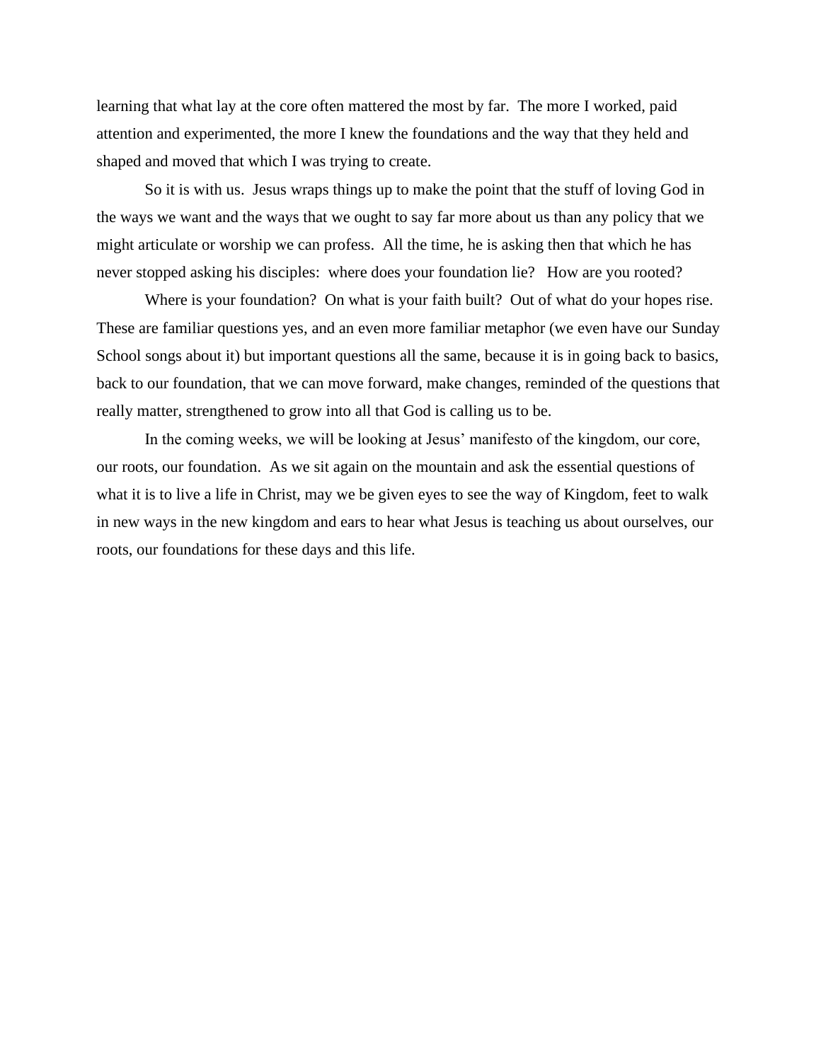learning that what lay at the core often mattered the most by far. The more I worked, paid attention and experimented, the more I knew the foundations and the way that they held and shaped and moved that which I was trying to create.

So it is with us. Jesus wraps things up to make the point that the stuff of loving God in the ways we want and the ways that we ought to say far more about us than any policy that we might articulate or worship we can profess. All the time, he is asking then that which he has never stopped asking his disciples: where does your foundation lie? How are you rooted?

Where is your foundation? On what is your faith built? Out of what do your hopes rise. These are familiar questions yes, and an even more familiar metaphor (we even have our Sunday School songs about it) but important questions all the same, because it is in going back to basics, back to our foundation, that we can move forward, make changes, reminded of the questions that really matter, strengthened to grow into all that God is calling us to be.

In the coming weeks, we will be looking at Jesus' manifesto of the kingdom, our core, our roots, our foundation. As we sit again on the mountain and ask the essential questions of what it is to live a life in Christ, may we be given eyes to see the way of Kingdom, feet to walk in new ways in the new kingdom and ears to hear what Jesus is teaching us about ourselves, our roots, our foundations for these days and this life.